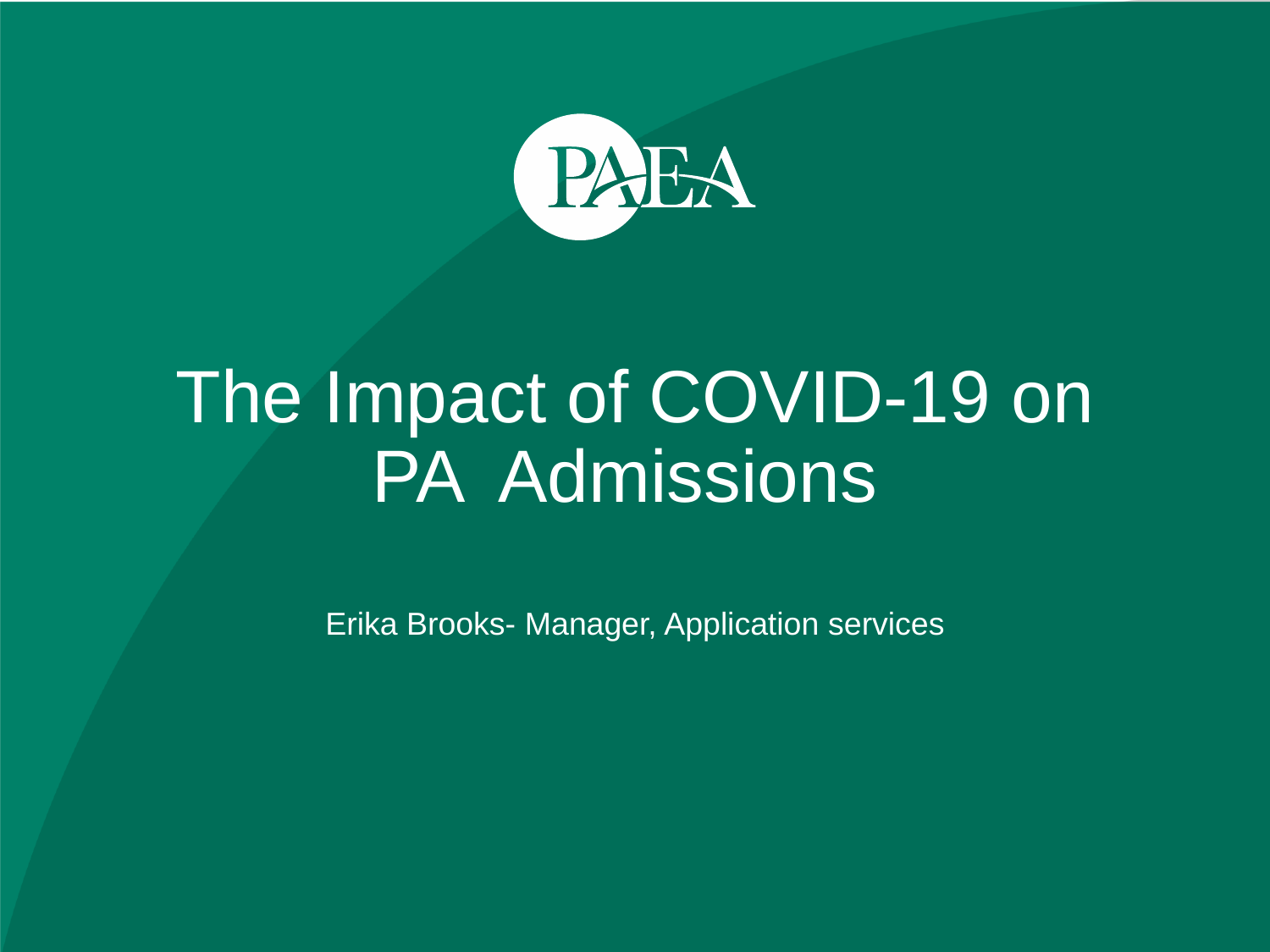PAEA

# The Impact of COVID-19 on PA Admissions

Erika Brooks- Manager, Application services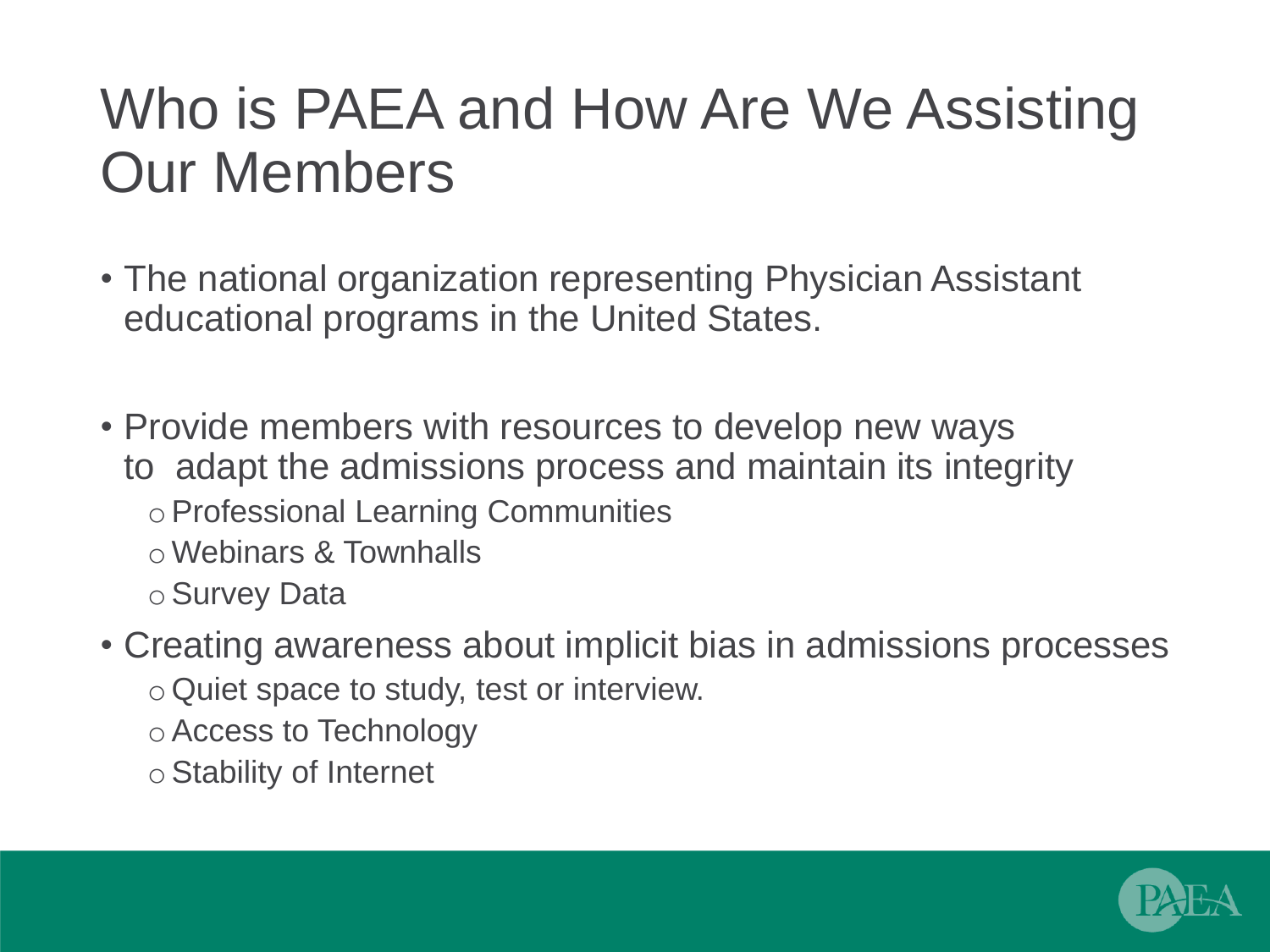# Who is PAEA and How Are We Assisting Our Members

- The national organization representing Physician Assistant educational programs in the United States.

- Provide members with resources to develop new ways to adapt the admissions process and maintain its integrity
  - Professional Learning Communities
  - Webinars & Townhalls
  - Survey Data
- Creating awareness about implicit bias in admissions processes
  - Quiet space to study, test or interview.
  - Access to Technology
  - Stability of Internet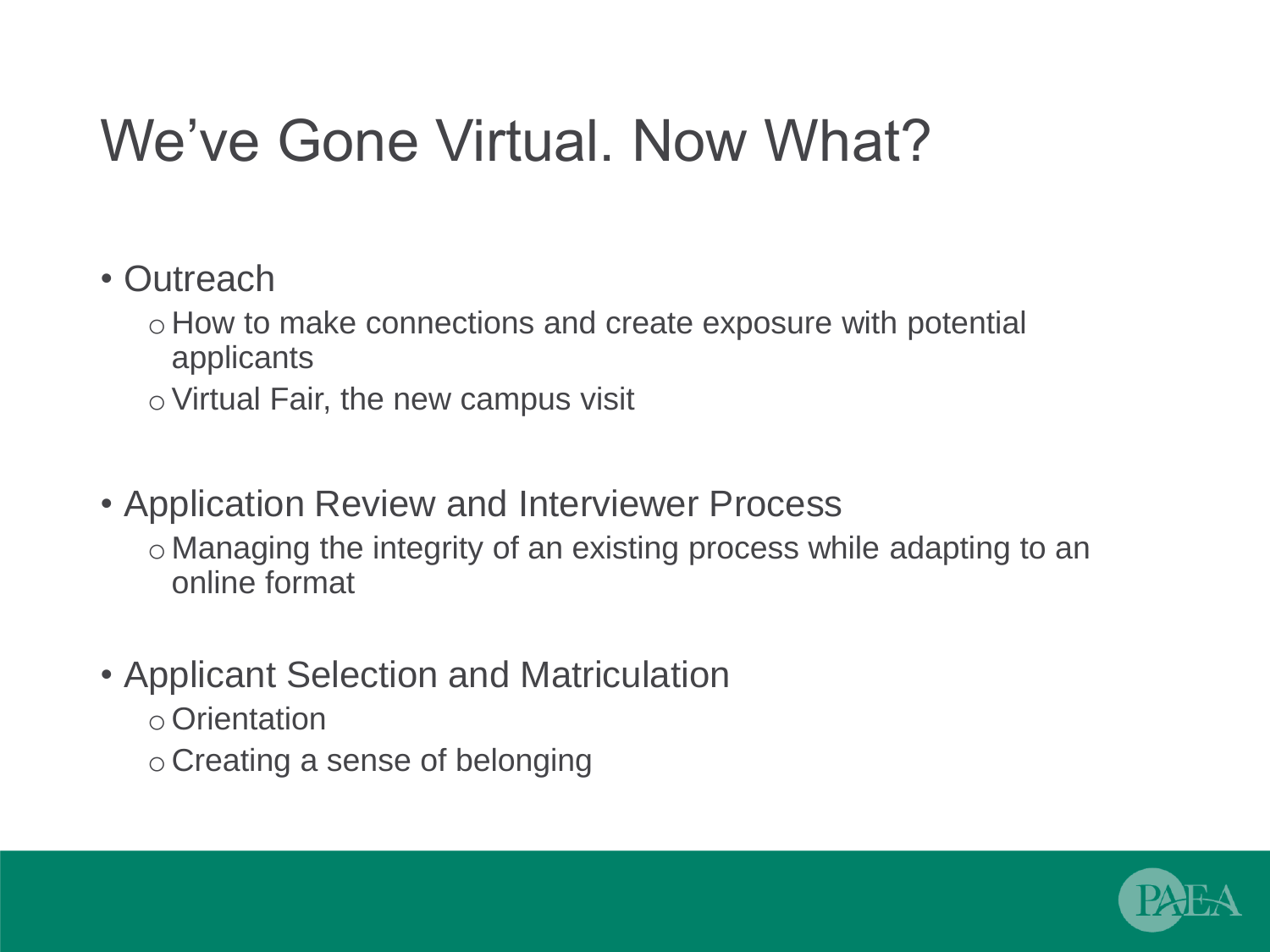# We've Gone Virtual. Now What?

- Outreach
  - How to make connections and create exposure with potential applicants
  - Virtual Fair, the new campus visit
- Application Review and Interviewer Process
  - Managing the integrity of an existing process while adapting to an online format
- Applicant Selection and Matriculation
  - Orientation
  - Creating a sense of belonging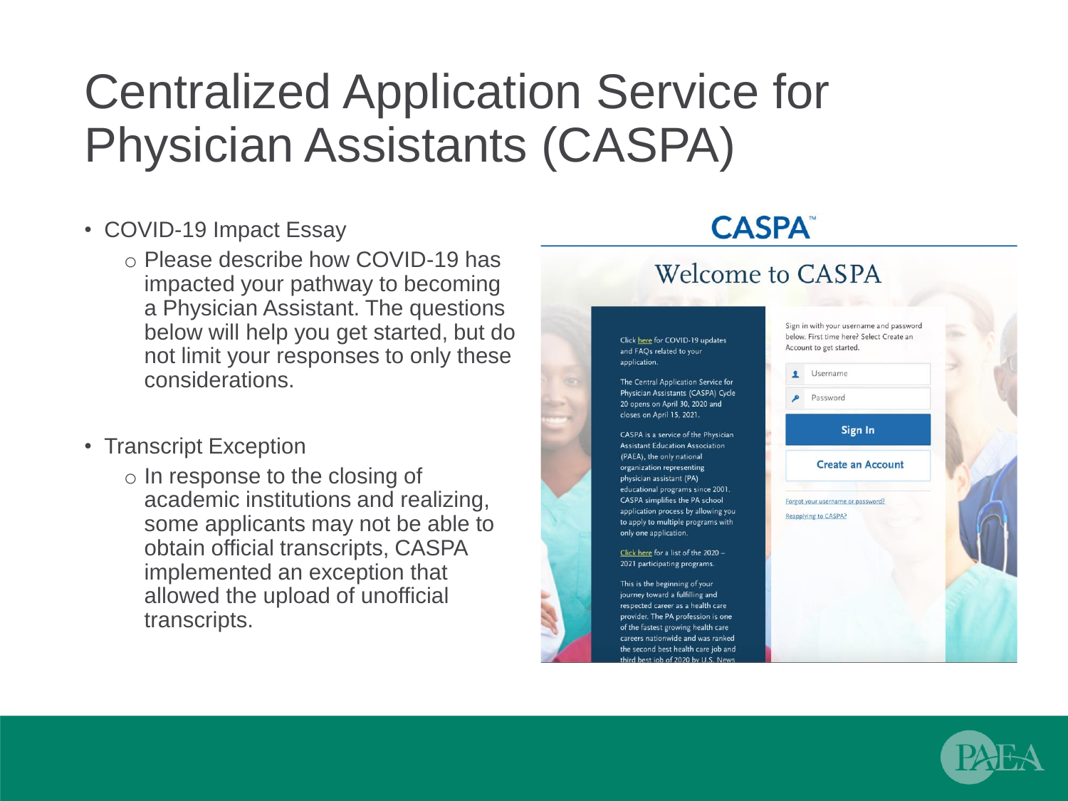# Centralized Application Service for Physician Assistants (CASPA)

- COVID-19 Impact Essay
  - Please describe how COVID-19 has impacted your pathway to becoming a Physician Assistant. The questions below will help you get started, but do not limit your responses to only these considerations.
- Transcript Exception
  - In response to the closing of academic institutions and realizing, some applicants may not be able to obtain official transcripts, CASPA implemented an exception that allowed the upload of unofficial transcripts.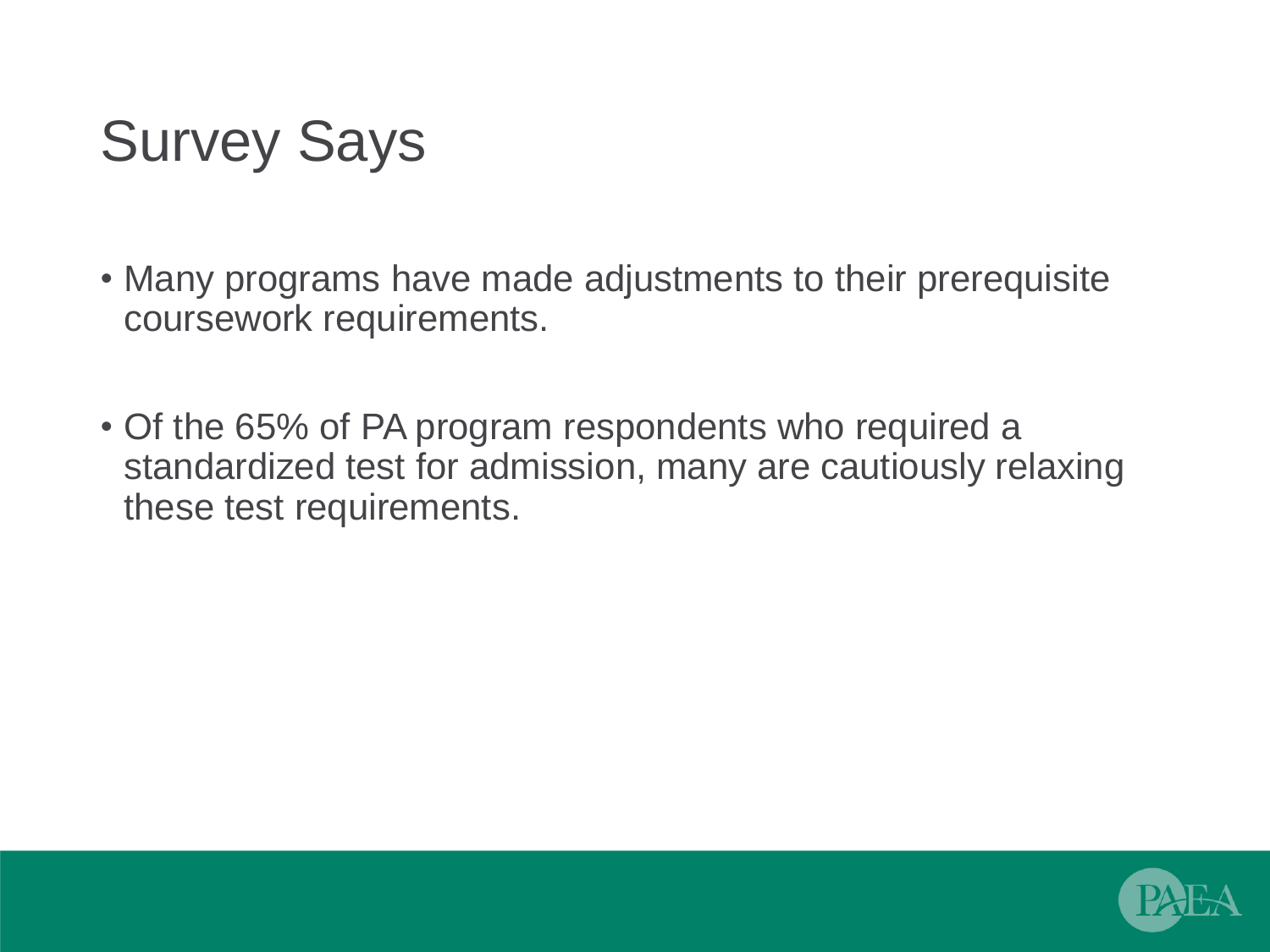# Survey Says

- Many programs have made adjustments to their prerequisite coursework requirements.
- Of the 65% of PA program respondents who required a standardized test for admission, many are cautiously relaxing these test requirements.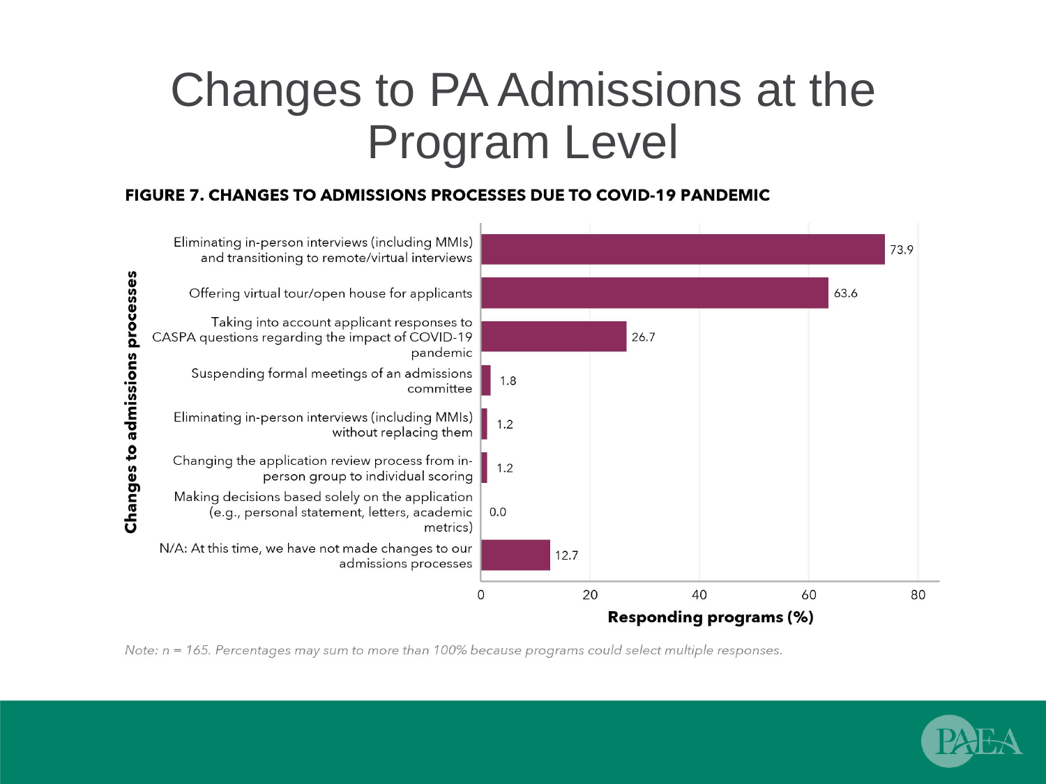# Changes to PA Admissions at the Program Level

**FIGURE 7. CHANGES TO ADMISSIONS PROCESSES DUE TO COVID-19 PANDEMIC**

| Changes to admissions processes | Responding programs (%) |
|---|---|
| Eliminating in-person interviews (including MMIs) and transitioning to remote/virtual interviews | 73.9 |
| Offering virtual tour/open house for applicants | 63.6 |
| Taking into account applicant responses to CASPA questions regarding the impact of COVID-19 pandemic | 26.7 |
| Suspending formal meetings of an admissions committee | 1.8 |
| Eliminating in-person interviews (including MMIs) without replacing them | 1.2 |
| Changing the application review process from in-person group to individual scoring | 1.2 |
| Making decisions based solely on the application (e.g., personal statement, letters, academic metrics) | 0.0 |
| N/A: At this time, we have not made changes to our admissions processes | 12.7 |

*Note: n = 165. Percentages may sum to more than 100% because programs could select multiple responses.*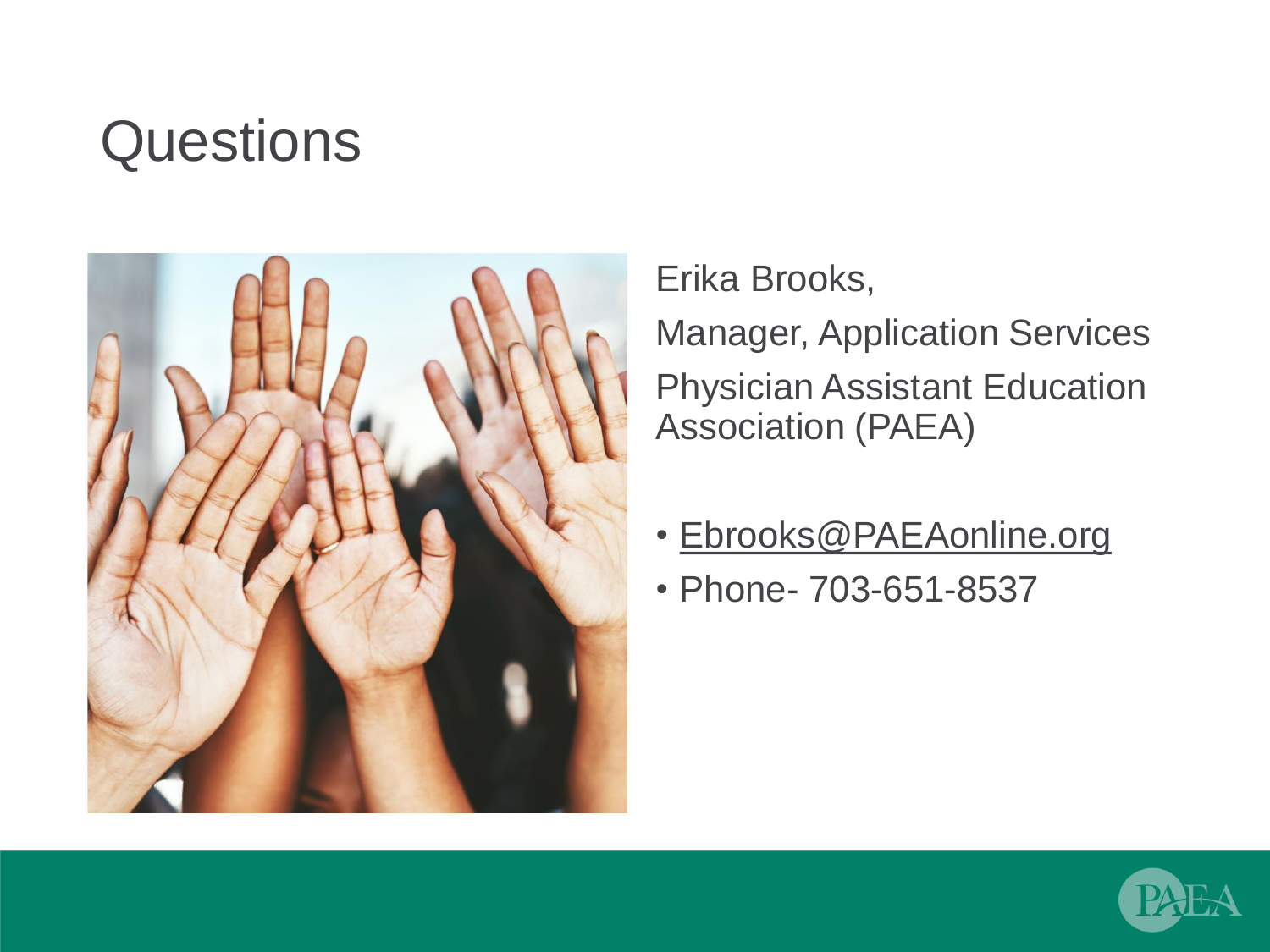# Questions

Erika Brooks,

Manager, Application Services

Physician Assistant Education Association (PAEA)

- Ebrooks@PAEAonline.org
- Phone- 703-651-8537